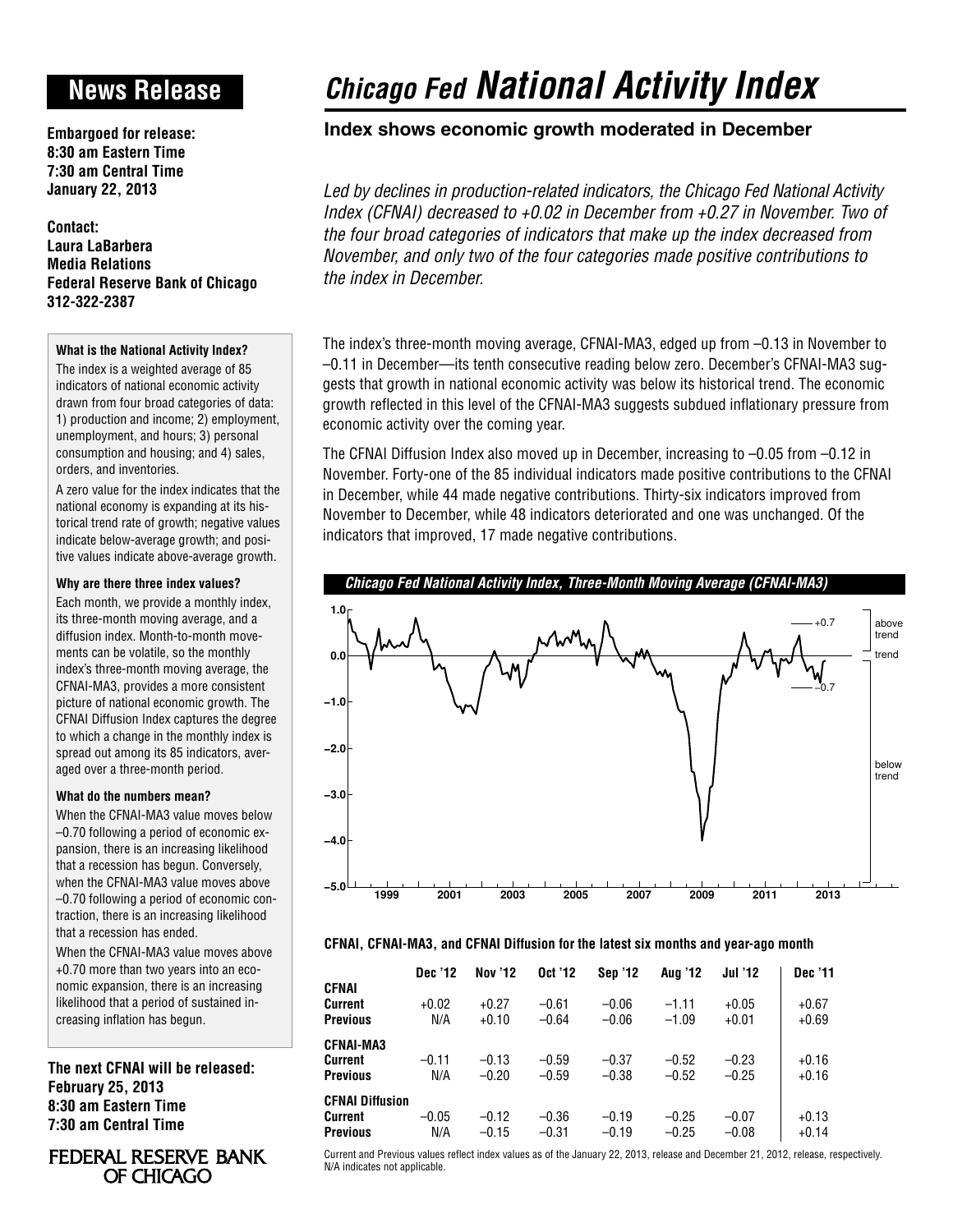# News Release

**Embargoed for release:**
**8:30 am Eastern Time**
**7:30 am Central Time**
**January 22, 2013**

**Contact:**
**Laura LaBarbera**
**Media Relations**
**Federal Reserve Bank of Chicago**
**312-322-2387**

# *Chicago Fed National Activity Index*

## Index shows economic growth moderated in December

*Led by declines in production-related indicators, the Chicago Fed National Activity Index (CFNAI) decreased to +0.02 in December from +0.27 in November. Two of the four broad categories of indicators that make up the index decreased from November, and only two of the four categories made positive contributions to the index in December.*

The index's three-month moving average, CFNAI-MA3, edged up from –0.13 in November to –0.11 in December—its tenth consecutive reading below zero. December's CFNAI-MA3 suggests that growth in national economic activity was below its historical trend. The economic growth reflected in this level of the CFNAI-MA3 suggests subdued inflationary pressure from economic activity over the coming year.

The CFNAI Diffusion Index also moved up in December, increasing to –0.05 from –0.12 in November. Forty-one of the 85 individual indicators made positive contributions to the CFNAI in December, while 44 made negative contributions. Thirty-six indicators improved from November to December, while 48 indicators deteriorated and one was unchanged. Of the indicators that improved, 17 made negative contributions.

***Chicago Fed National Activity Index, Three-Month Moving Average (CFNAI-MA3)***

**CFNAI, CFNAI-MA3, and CFNAI Diffusion for the latest six months and year-ago month**

| | Dec '12 | Nov '12 | Oct '12 | Sep '12 | Aug '12 | Jul '12 | Dec '11 |
|---|---|---|---|---|---|---|---|
| **CFNAI** | | | | | | | |
| **Current** | +0.02 | +0.27 | –0.61 | –0.06 | –1.11 | +0.05 | +0.67 |
| **Previous** | N/A | +0.10 | –0.64 | –0.06 | –1.09 | +0.01 | +0.69 |
| **CFNAI-MA3** | | | | | | | |
| **Current** | –0.11 | –0.13 | –0.59 | –0.37 | –0.52 | –0.23 | +0.16 |
| **Previous** | N/A | –0.20 | –0.59 | –0.38 | –0.52 | –0.25 | +0.16 |
| **CFNAI Diffusion** | | | | | | | |
| **Current** | –0.05 | –0.12 | –0.36 | –0.19 | –0.25 | –0.07 | +0.13 |
| **Previous** | N/A | –0.15 | –0.31 | –0.19 | –0.25 | –0.08 | +0.14 |

Current and Previous values reflect index values as of the January 22, 2013, release and December 21, 2012, release, respectively. N/A indicates not applicable.

#### What is the National Activity Index?

The index is a weighted average of 85 indicators of national economic activity drawn from four broad categories of data: 1) production and income; 2) employment, unemployment, and hours; 3) personal consumption and housing; and 4) sales, orders, and inventories.

A zero value for the index indicates that the national economy is expanding at its historical trend rate of growth; negative values indicate below-average growth; and positive values indicate above-average growth.

#### Why are there three index values?

Each month, we provide a monthly index, its three-month moving average, and a diffusion index. Month-to-month movements can be volatile, so the monthly index's three-month moving average, the CFNAI-MA3, provides a more consistent picture of national economic growth. The CFNAI Diffusion Index captures the degree to which a change in the monthly index is spread out among its 85 indicators, averaged over a three-month period.

#### What do the numbers mean?

When the CFNAI-MA3 value moves below –0.70 following a period of economic expansion, there is an increasing likelihood that a recession has begun. Conversely, when the CFNAI-MA3 value moves above –0.70 following a period of economic contraction, there is an increasing likelihood that a recession has ended.

When the CFNAI-MA3 value moves above +0.70 more than two years into an economic expansion, there is an increasing likelihood that a period of sustained increasing inflation has begun.

**The next CFNAI will be released:**
**February 25, 2013**
**8:30 am Eastern Time**
**7:30 am Central Time**

FEDERAL RESERVE BANK OF CHICAGO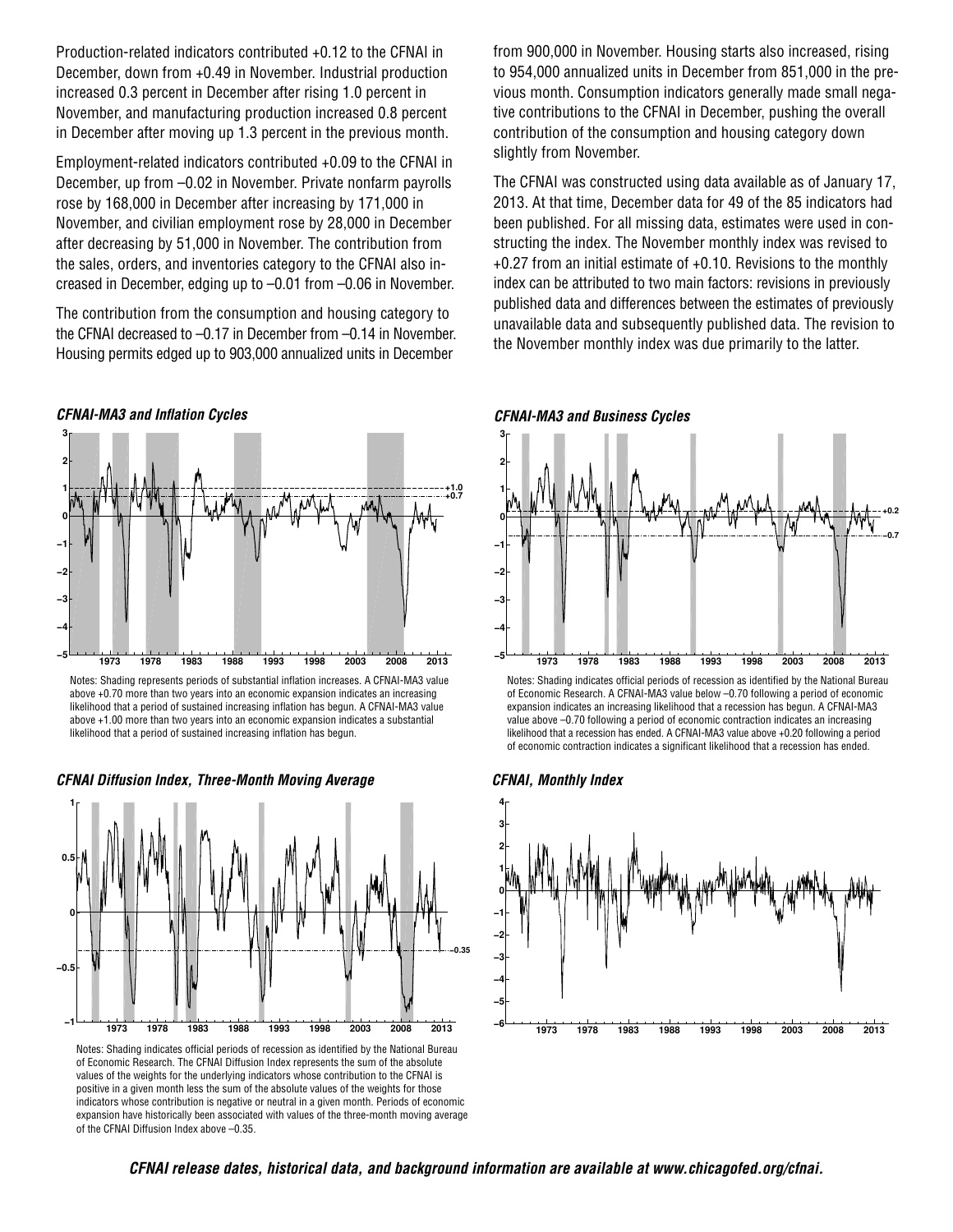Production-related indicators contributed +0.12 to the CFNAI in December, down from +0.49 in November. Industrial production increased 0.3 percent in December after rising 1.0 percent in November, and manufacturing production increased 0.8 percent in December after moving up 1.3 percent in the previous month.

Employment-related indicators contributed +0.09 to the CFNAI in December, up from –0.02 in November. Private nonfarm payrolls rose by 168,000 in December after increasing by 171,000 in November, and civilian employment rose by 28,000 in December after decreasing by 51,000 in November. The contribution from the sales, orders, and inventories category to the CFNAI also increased in December, edging up to –0.01 from –0.06 in November.

The contribution from the consumption and housing category to the CFNAI decreased to –0.17 in December from –0.14 in November. Housing permits edged up to 903,000 annualized units in December from 900,000 in November. Housing starts also increased, rising to 954,000 annualized units in December from 851,000 in the previous month. Consumption indicators generally made small negative contributions to the CFNAI in December, pushing the overall contribution of the consumption and housing category down slightly from November.

The CFNAI was constructed using data available as of January 17, 2013. At that time, December data for 49 of the 85 indicators had been published. For all missing data, estimates were used in constructing the index. The November monthly index was revised to +0.27 from an initial estimate of +0.10. Revisions to the monthly index can be attributed to two main factors: revisions in previously published data and differences between the estimates of previously unavailable data and subsequently published data. The revision to the November monthly index was due primarily to the latter.

***CFNAI-MA3 and Inflation Cycles***

3
2
1
0
–1
–2
–3
–4
–5
+1.0
+0.7
1973 1978 1983 1988 1993 1998 2003 2008 2013

Notes: Shading represents periods of substantial inflation increases. A CFNAI-MA3 value above +0.70 more than two years into an economic expansion indicates an increasing likelihood that a period of sustained increasing inflation has begun. A CFNAI-MA3 value above +1.00 more than two years into an economic expansion indicates a substantial likelihood that a period of sustained increasing inflation has begun.

***CFNAI-MA3 and Business Cycles***

3
2
1
0
–1
–2
–3
–4
–5
+0.2
–0.7
1973 1978 1983 1988 1993 1998 2003 2008 2013

Notes: Shading indicates official periods of recession as identified by the National Bureau of Economic Research. A CFNAI-MA3 value below –0.70 following a period of economic expansion indicates an increasing likelihood that a recession has begun. A CFNAI-MA3 value above –0.70 following a period of economic contraction indicates an increasing likelihood that a recession has ended. A CFNAI-MA3 value above +0.20 following a period of economic contraction indicates a significant likelihood that a recession has ended.

***CFNAI Diffusion Index, Three-Month Moving Average***

1
0.5
0
–0.5
–1
–0.35
1973 1978 1983 1988 1993 1998 2003 2008 2013

Notes: Shading indicates official periods of recession as identified by the National Bureau of Economic Research. The CFNAI Diffusion Index represents the sum of the absolute values of the weights for the underlying indicators whose contribution to the CFNAI is positive in a given month less the sum of the absolute values of the weights for those indicators whose contribution is negative or neutral in a given month. Periods of economic expansion have historically been associated with values of the three-month moving average of the CFNAI Diffusion Index above –0.35.

***CFNAI, Monthly Index***

4
3
2
1
0
–1
–2
–3
–4
–5
–6
1973 1978 1983 1988 1993 1998 2003 2008 2013

***CFNAI release dates, historical data, and background information are available at www.chicagofed.org/cfnai.***